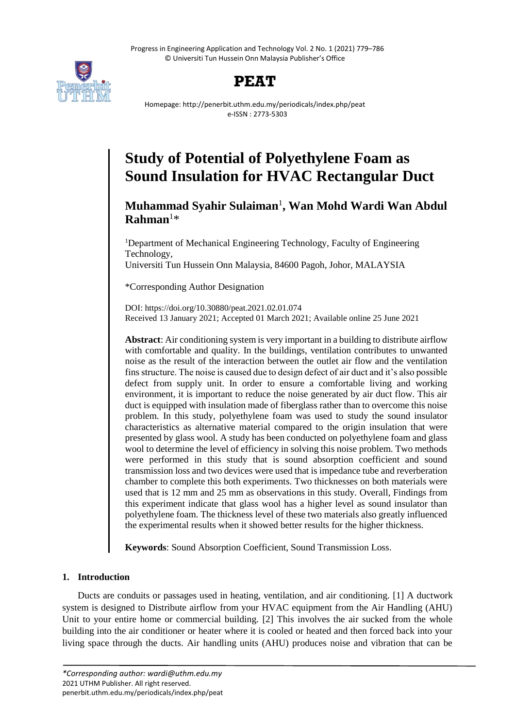# Study of Potential of Polyethylene Foam as Sound Insulation for HVAC Rectangular Duct

**Muhammad Syahir Sulaiman**[1], **Wan Mohd Wardi Wan Abdul Rahman**[1]*

[1]Department of Mechanical Engineering Technology, Faculty of Engineering Technology,
Universiti Tun Hussein Onn Malaysia, 84600 Pagoh, Johor, MALAYSIA

*Corresponding Author Designation

DOI: https://doi.org/10.30880/peat.2021.02.01.074
Received 13 January 2021; Accepted 01 March 2021; Available online 25 June 2021

**Abstract**: Air conditioning system is very important in a building to distribute airflow with comfortable and quality. In the buildings, ventilation contributes to unwanted noise as the result of the interaction between the outlet air flow and the ventilation fins structure. The noise is caused due to design defect of air duct and it's also possible defect from supply unit. In order to ensure a comfortable living and working environment, it is important to reduce the noise generated by air duct flow. This air duct is equipped with insulation made of fiberglass rather than to overcome this noise problem. In this study, polyethylene foam was used to study the sound insulator characteristics as alternative material compared to the origin insulation that were presented by glass wool. A study has been conducted on polyethylene foam and glass wool to determine the level of efficiency in solving this noise problem. Two methods were performed in this study that is sound absorption coefficient and sound transmission loss and two devices were used that is impedance tube and reverberation chamber to complete this both experiments. Two thicknesses on both materials were used that is 12 mm and 25 mm as observations in this study. Overall, Findings from this experiment indicate that glass wool has a higher level as sound insulator than polyethylene foam. The thickness level of these two materials also greatly influenced the experimental results when it showed better results for the higher thickness.

**Keywords**: Sound Absorption Coefficient, Sound Transmission Loss.

## 1. Introduction

Ducts are conduits or passages used in heating, ventilation, and air conditioning. [1] A ductwork system is designed to Distribute airflow from your HVAC equipment from the Air Handling (AHU) Unit to your entire home or commercial building. [2] This involves the air sucked from the whole building into the air conditioner or heater where it is cooled or heated and then forced back into your living space through the ducts. Air handling units (AHU) produces noise and vibration that can be

*\*Corresponding author: wardi@uthm.edu.my*
2021 UTHM Publisher. All right reserved.
penerbit.uthm.edu.my/periodicals/index.php/peat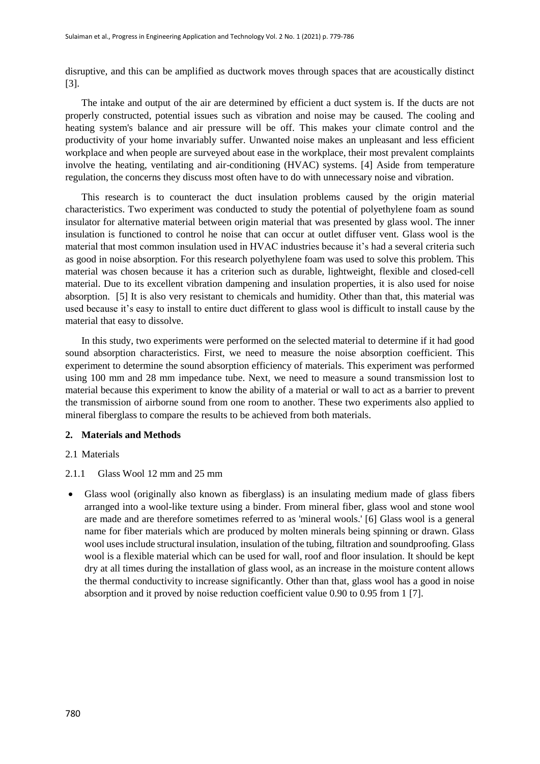disruptive, and this can be amplified as ductwork moves through spaces that are acoustically distinct [3].

The intake and output of the air are determined by efficient a duct system is. If the ducts are not properly constructed, potential issues such as vibration and noise may be caused. The cooling and heating system's balance and air pressure will be off. This makes your climate control and the productivity of your home invariably suffer. Unwanted noise makes an unpleasant and less efficient workplace and when people are surveyed about ease in the workplace, their most prevalent complaints involve the heating, ventilating and air-conditioning (HVAC) systems. [4] Aside from temperature regulation, the concerns they discuss most often have to do with unnecessary noise and vibration.

This research is to counteract the duct insulation problems caused by the origin material characteristics. Two experiment was conducted to study the potential of polyethylene foam as sound insulator for alternative material between origin material that was presented by glass wool. The inner insulation is functioned to control he noise that can occur at outlet diffuser vent. Glass wool is the material that most common insulation used in HVAC industries because it's had a several criteria such as good in noise absorption. For this research polyethylene foam was used to solve this problem. This material was chosen because it has a criterion such as durable, lightweight, flexible and closed-cell material. Due to its excellent vibration dampening and insulation properties, it is also used for noise absorption. [5] It is also very resistant to chemicals and humidity. Other than that, this material was used because it's easy to install to entire duct different to glass wool is difficult to install cause by the material that easy to dissolve.

In this study, two experiments were performed on the selected material to determine if it had good sound absorption characteristics. First, we need to measure the noise absorption coefficient. This experiment to determine the sound absorption efficiency of materials. This experiment was performed using 100 mm and 28 mm impedance tube. Next, we need to measure a sound transmission lost to material because this experiment to know the ability of a material or wall to act as a barrier to prevent the transmission of airborne sound from one room to another. These two experiments also applied to mineral fiberglass to compare the results to be achieved from both materials.

## 2. Materials and Methods

### 2.1 Materials

#### 2.1.1 Glass Wool 12 mm and 25 mm

- Glass wool (originally also known as fiberglass) is an insulating medium made of glass fibers arranged into a wool-like texture using a binder. From mineral fiber, glass wool and stone wool are made and are therefore sometimes referred to as 'mineral wools.' [6] Glass wool is a general name for fiber materials which are produced by molten minerals being spinning or drawn. Glass wool uses include structural insulation, insulation of the tubing, filtration and soundproofing. Glass wool is a flexible material which can be used for wall, roof and floor insulation. It should be kept dry at all times during the installation of glass wool, as an increase in the moisture content allows the thermal conductivity to increase significantly. Other than that, glass wool has a good in noise absorption and it proved by noise reduction coefficient value 0.90 to 0.95 from 1 [7].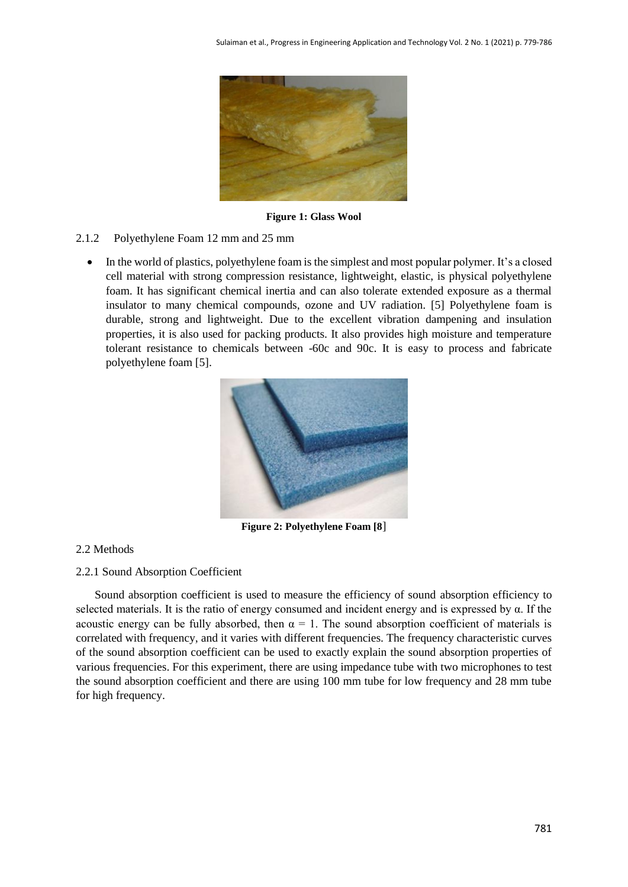**Figure 1: Glass Wool**

2.1.2 Polyethylene Foam 12 mm and 25 mm

- In the world of plastics, polyethylene foam is the simplest and most popular polymer. It's a closed cell material with strong compression resistance, lightweight, elastic, is physical polyethylene foam. It has significant chemical inertia and can also tolerate extended exposure as a thermal insulator to many chemical compounds, ozone and UV radiation. [5] Polyethylene foam is durable, strong and lightweight. Due to the excellent vibration dampening and insulation properties, it is also used for packing products. It also provides high moisture and temperature tolerant resistance to chemicals between -60c and 90c. It is easy to process and fabricate polyethylene foam [5].

**Figure 2: Polyethylene Foam [8]**

2.2 Methods

2.2.1 Sound Absorption Coefficient

Sound absorption coefficient is used to measure the efficiency of sound absorption efficiency to selected materials. It is the ratio of energy consumed and incident energy and is expressed by $\alpha$. If the acoustic energy can be fully absorbed, then $\alpha = 1$. The sound absorption coefficient of materials is correlated with frequency, and it varies with different frequencies. The frequency characteristic curves of the sound absorption coefficient can be used to exactly explain the sound absorption properties of various frequencies. For this experiment, there are using impedance tube with two microphones to test the sound absorption coefficient and there are using 100 mm tube for low frequency and 28 mm tube for high frequency.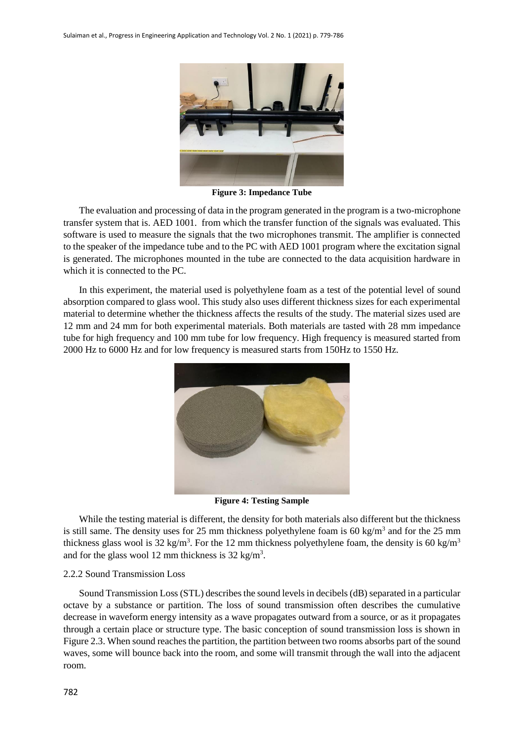Figure 3: Impedance Tube

The evaluation and processing of data in the program generated in the program is a two-microphone transfer system that is. AED 1001. from which the transfer function of the signals was evaluated. This software is used to measure the signals that the two microphones transmit. The amplifier is connected to the speaker of the impedance tube and to the PC with AED 1001 program where the excitation signal is generated. The microphones mounted in the tube are connected to the data acquisition hardware in which it is connected to the PC.

In this experiment, the material used is polyethylene foam as a test of the potential level of sound absorption compared to glass wool. This study also uses different thickness sizes for each experimental material to determine whether the thickness affects the results of the study. The material sizes used are 12 mm and 24 mm for both experimental materials. Both materials are tasted with 28 mm impedance tube for high frequency and 100 mm tube for low frequency. High frequency is measured started from 2000 Hz to 6000 Hz and for low frequency is measured starts from 150Hz to 1550 Hz.

Figure 4: Testing Sample

While the testing material is different, the density for both materials also different but the thickness is still same. The density uses for 25 mm thickness polyethylene foam is 60 kg/m$^3$ and for the 25 mm thickness glass wool is 32 kg/m$^3$. For the 12 mm thickness polyethylene foam, the density is 60 kg/m$^3$ and for the glass wool 12 mm thickness is 32 kg/m$^3$.

### 2.2.2 Sound Transmission Loss

Sound Transmission Loss (STL) describes the sound levels in decibels (dB) separated in a particular octave by a substance or partition. The loss of sound transmission often describes the cumulative decrease in waveform energy intensity as a wave propagates outward from a source, or as it propagates through a certain place or structure type. The basic conception of sound transmission loss is shown in Figure 2.3. When sound reaches the partition, the partition between two rooms absorbs part of the sound waves, some will bounce back into the room, and some will transmit through the wall into the adjacent room.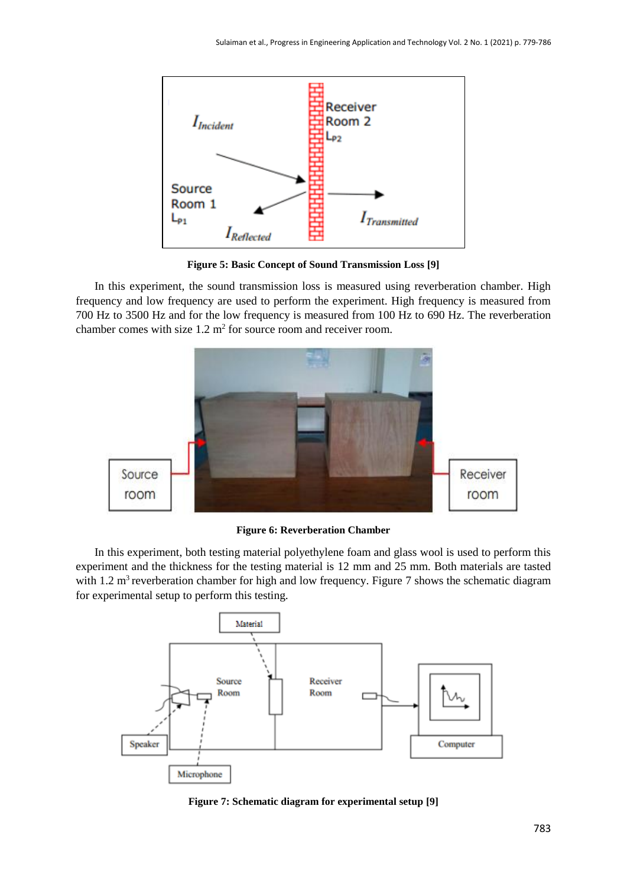**Figure 5: Basic Concept of Sound Transmission Loss [9]**

In this experiment, the sound transmission loss is measured using reverberation chamber. High frequency and low frequency are used to perform the experiment. High frequency is measured from 700 Hz to 3500 Hz and for the low frequency is measured from 100 Hz to 690 Hz. The reverberation chamber comes with size 1.2 $m^2$ for source room and receiver room.

**Figure 6: Reverberation Chamber**

In this experiment, both testing material polyethylene foam and glass wool is used to perform this experiment and the thickness for the testing material is 12 mm and 25 mm. Both materials are tasted with 1.2 $m^3$ reverberation chamber for high and low frequency. Figure 7 shows the schematic diagram for experimental setup to perform this testing.

**Figure 7: Schematic diagram for experimental setup [9]**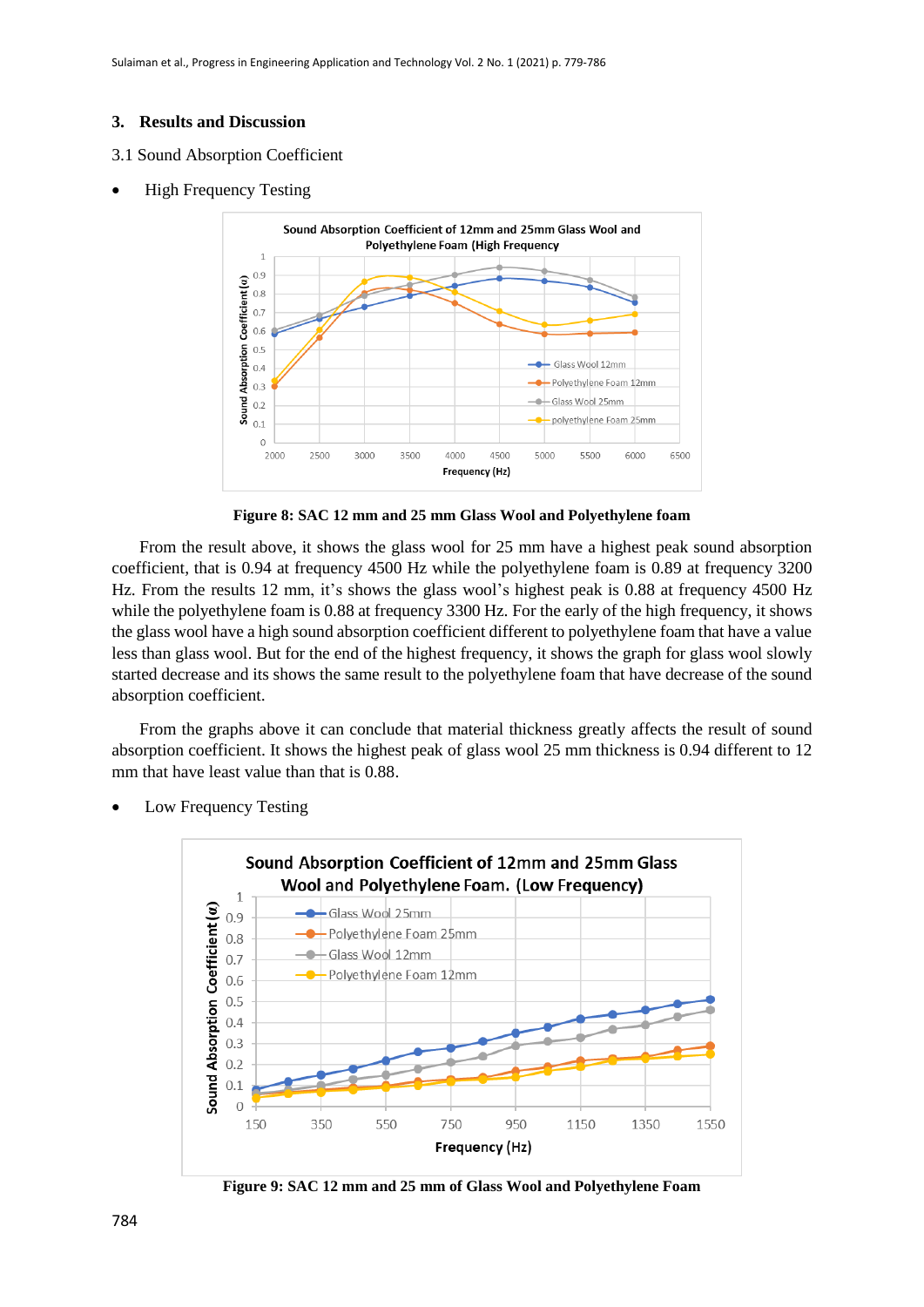## 3. Results and Discussion

### 3.1 Sound Absorption Coefficient

- High Frequency Testing

**Figure 8: SAC 12 mm and 25 mm Glass Wool and Polyethylene foam**

From the result above, it shows the glass wool for 25 mm have a highest peak sound absorption coefficient, that is 0.94 at frequency 4500 Hz while the polyethylene foam is 0.89 at frequency 3200 Hz. From the results 12 mm, it's shows the glass wool's highest peak is 0.88 at frequency 4500 Hz while the polyethylene foam is 0.88 at frequency 3300 Hz. For the early of the high frequency, it shows the glass wool have a high sound absorption coefficient different to polyethylene foam that have a value less than glass wool. But for the end of the highest frequency, it shows the graph for glass wool slowly started decrease and its shows the same result to the polyethylene foam that have decrease of the sound absorption coefficient.

From the graphs above it can conclude that material thickness greatly affects the result of sound absorption coefficient. It shows the highest peak of glass wool 25 mm thickness is 0.94 different to 12 mm that have least value than that is 0.88.

- Low Frequency Testing

**Figure 9: SAC 12 mm and 25 mm of Glass Wool and Polyethylene Foam**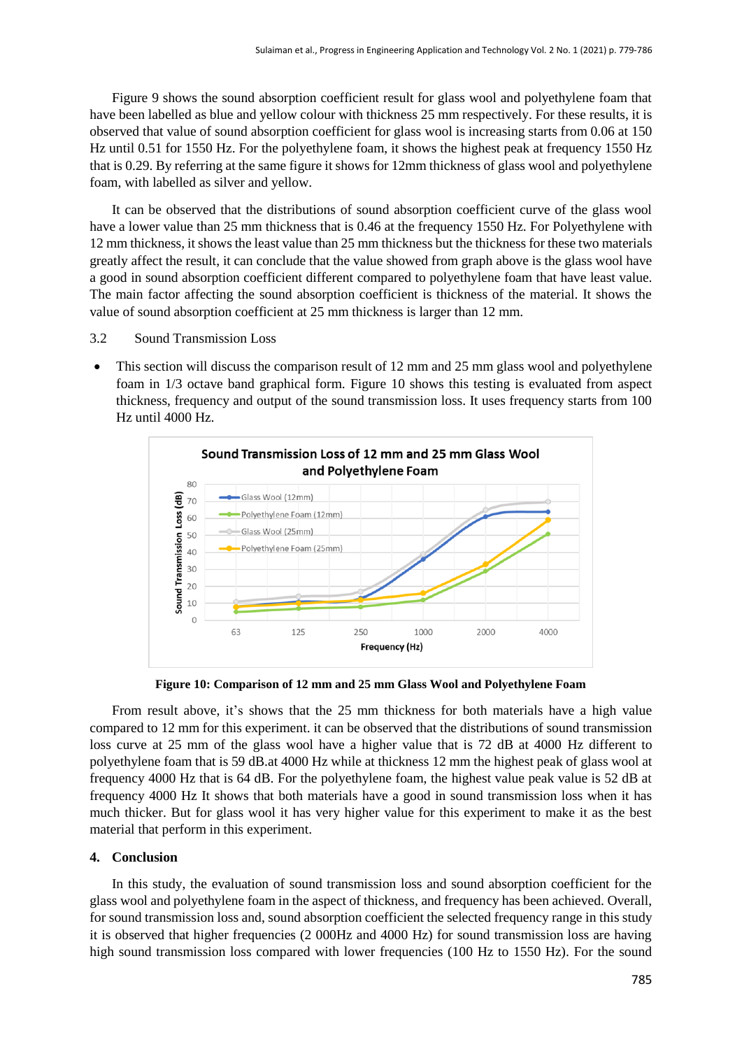Figure 9 shows the sound absorption coefficient result for glass wool and polyethylene foam that have been labelled as blue and yellow colour with thickness 25 mm respectively. For these results, it is observed that value of sound absorption coefficient for glass wool is increasing starts from 0.06 at 150 Hz until 0.51 for 1550 Hz. For the polyethylene foam, it shows the highest peak at frequency 1550 Hz that is 0.29. By referring at the same figure it shows for 12mm thickness of glass wool and polyethylene foam, with labelled as silver and yellow.

It can be observed that the distributions of sound absorption coefficient curve of the glass wool have a lower value than 25 mm thickness that is 0.46 at the frequency 1550 Hz. For Polyethylene with 12 mm thickness, it shows the least value than 25 mm thickness but the thickness for these two materials greatly affect the result, it can conclude that the value showed from graph above is the glass wool have a good in sound absorption coefficient different compared to polyethylene foam that have least value. The main factor affecting the sound absorption coefficient is thickness of the material. It shows the value of sound absorption coefficient at 25 mm thickness is larger than 12 mm.

### 3.2 Sound Transmission Loss

- This section will discuss the comparison result of 12 mm and 25 mm glass wool and polyethylene foam in 1/3 octave band graphical form. Figure 10 shows this testing is evaluated from aspect thickness, frequency and output of the sound transmission loss. It uses frequency starts from 100 Hz until 4000 Hz.

**Figure 10: Comparison of 12 mm and 25 mm Glass Wool and Polyethylene Foam**

From result above, it's shows that the 25 mm thickness for both materials have a high value compared to 12 mm for this experiment. it can be observed that the distributions of sound transmission loss curve at 25 mm of the glass wool have a higher value that is 72 dB at 4000 Hz different to polyethylene foam that is 59 dB.at 4000 Hz while at thickness 12 mm the highest peak of glass wool at frequency 4000 Hz that is 64 dB. For the polyethylene foam, the highest value peak value is 52 dB at frequency 4000 Hz It shows that both materials have a good in sound transmission loss when it has much thicker. But for glass wool it has very higher value for this experiment to make it as the best material that perform in this experiment.

## 4. Conclusion

In this study, the evaluation of sound transmission loss and sound absorption coefficient for the glass wool and polyethylene foam in the aspect of thickness, and frequency has been achieved. Overall, for sound transmission loss and, sound absorption coefficient the selected frequency range in this study it is observed that higher frequencies (2 000Hz and 4000 Hz) for sound transmission loss are having high sound transmission loss compared with lower frequencies (100 Hz to 1550 Hz). For the sound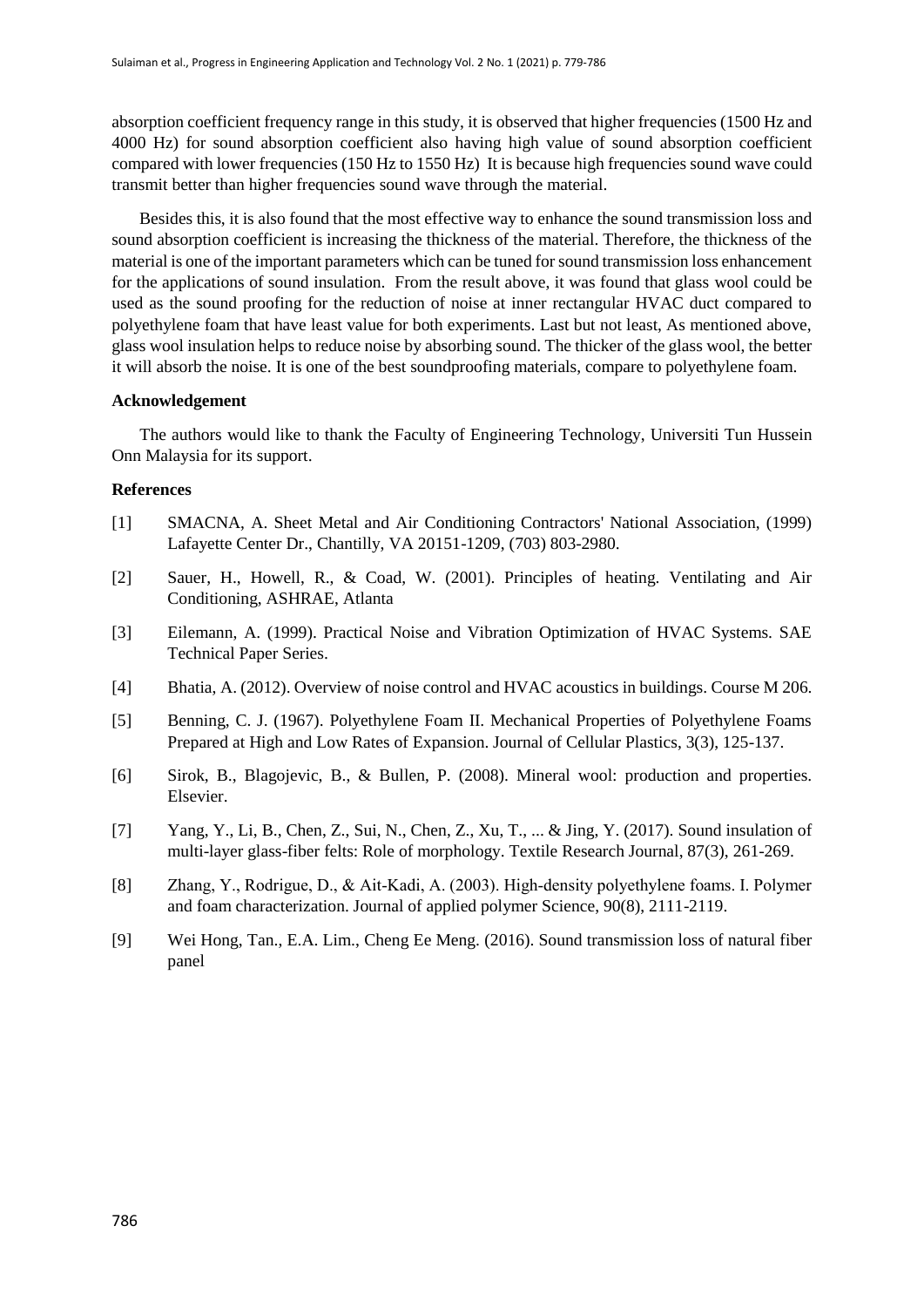absorption coefficient frequency range in this study, it is observed that higher frequencies (1500 Hz and 4000 Hz) for sound absorption coefficient also having high value of sound absorption coefficient compared with lower frequencies (150 Hz to 1550 Hz) It is because high frequencies sound wave could transmit better than higher frequencies sound wave through the material.

Besides this, it is also found that the most effective way to enhance the sound transmission loss and sound absorption coefficient is increasing the thickness of the material. Therefore, the thickness of the material is one of the important parameters which can be tuned for sound transmission loss enhancement for the applications of sound insulation. From the result above, it was found that glass wool could be used as the sound proofing for the reduction of noise at inner rectangular HVAC duct compared to polyethylene foam that have least value for both experiments. Last but not least, As mentioned above, glass wool insulation helps to reduce noise by absorbing sound. The thicker of the glass wool, the better it will absorb the noise. It is one of the best soundproofing materials, compare to polyethylene foam.

### Acknowledgement

The authors would like to thank the Faculty of Engineering Technology, Universiti Tun Hussein Onn Malaysia for its support.

### References

[1] SMACNA, A. Sheet Metal and Air Conditioning Contractors' National Association, (1999) Lafayette Center Dr., Chantilly, VA 20151-1209, (703) 803-2980.

[2] Sauer, H., Howell, R., & Coad, W. (2001). Principles of heating. Ventilating and Air Conditioning, ASHRAE, Atlanta

[3] Eilemann, A. (1999). Practical Noise and Vibration Optimization of HVAC Systems. SAE Technical Paper Series.

[4] Bhatia, A. (2012). Overview of noise control and HVAC acoustics in buildings. Course M 206.

[5] Benning, C. J. (1967). Polyethylene Foam II. Mechanical Properties of Polyethylene Foams Prepared at High and Low Rates of Expansion. Journal of Cellular Plastics, 3(3), 125-137.

[6] Sirok, B., Blagojevic, B., & Bullen, P. (2008). Mineral wool: production and properties. Elsevier.

[7] Yang, Y., Li, B., Chen, Z., Sui, N., Chen, Z., Xu, T., ... & Jing, Y. (2017). Sound insulation of multi-layer glass-fiber felts: Role of morphology. Textile Research Journal, 87(3), 261-269.

[8] Zhang, Y., Rodrigue, D., & Ait-Kadi, A. (2003). High-density polyethylene foams. I. Polymer and foam characterization. Journal of applied polymer Science, 90(8), 2111-2119.

[9] Wei Hong, Tan., E.A. Lim., Cheng Ee Meng. (2016). Sound transmission loss of natural fiber panel